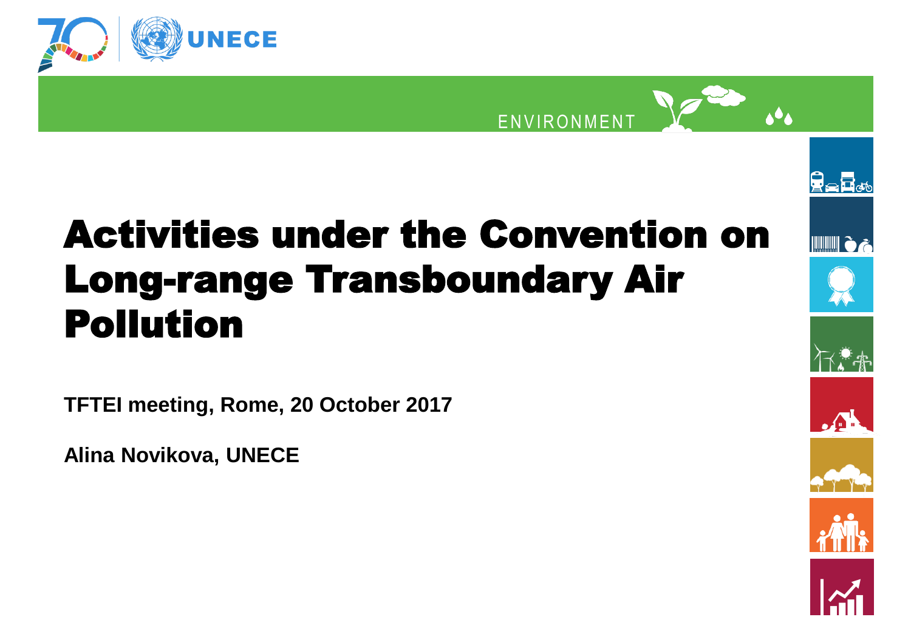UNECE

ENVIRONMENT

# Activities under the Convention on Long-range Transboundary Air Pollution

**TFTEI meeting, Rome, 20 October 2017**

**Alina Novikova, UNECE**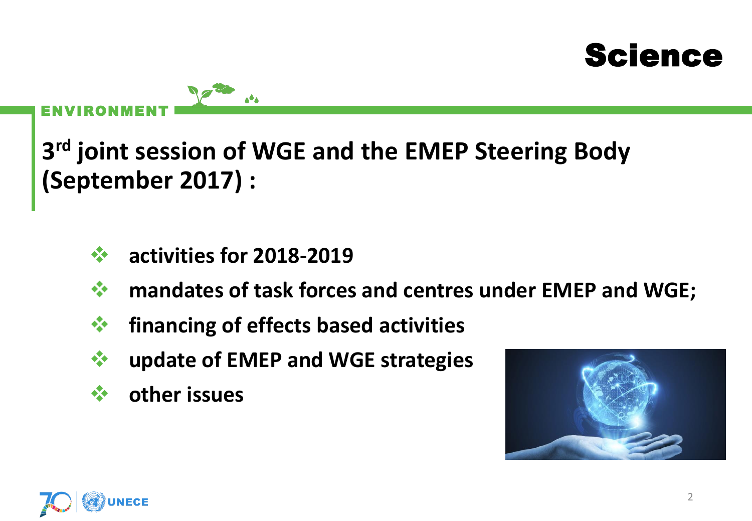# Science

ENVIRONMENT

## 3rd joint session of WGE and the EMEP Steering Body (September 2017) :

- **activities for 2018-2019**
- **mandates of task forces and centres under EMEP and WGE;**
- **financing of effects based activities**
- **update of EMEP and WGE strategies**
- **other issues**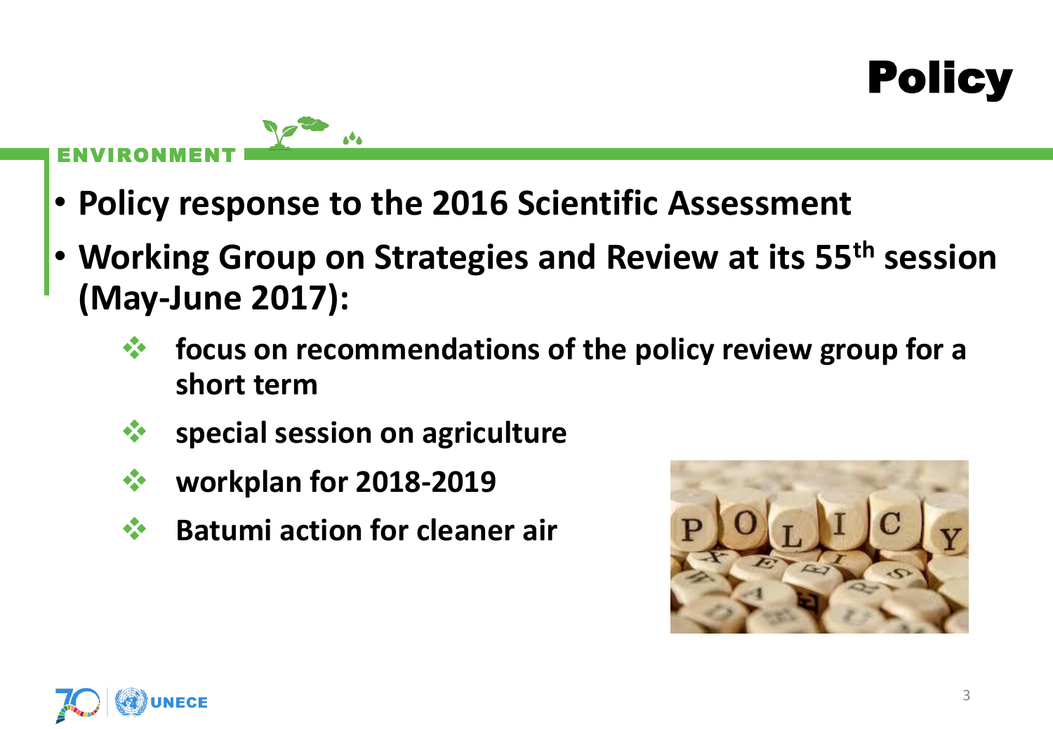# Policy

ENVIRONMENT

- **Policy response to the 2016 Scientific Assessment**
- **Working Group on Strategies and Review at its 55th session (May-June 2017):**
  - **focus on recommendations of the policy review group for a short term**
  - **special session on agriculture**
  - **workplan for 2018-2019**
  - **Batumi action for cleaner air**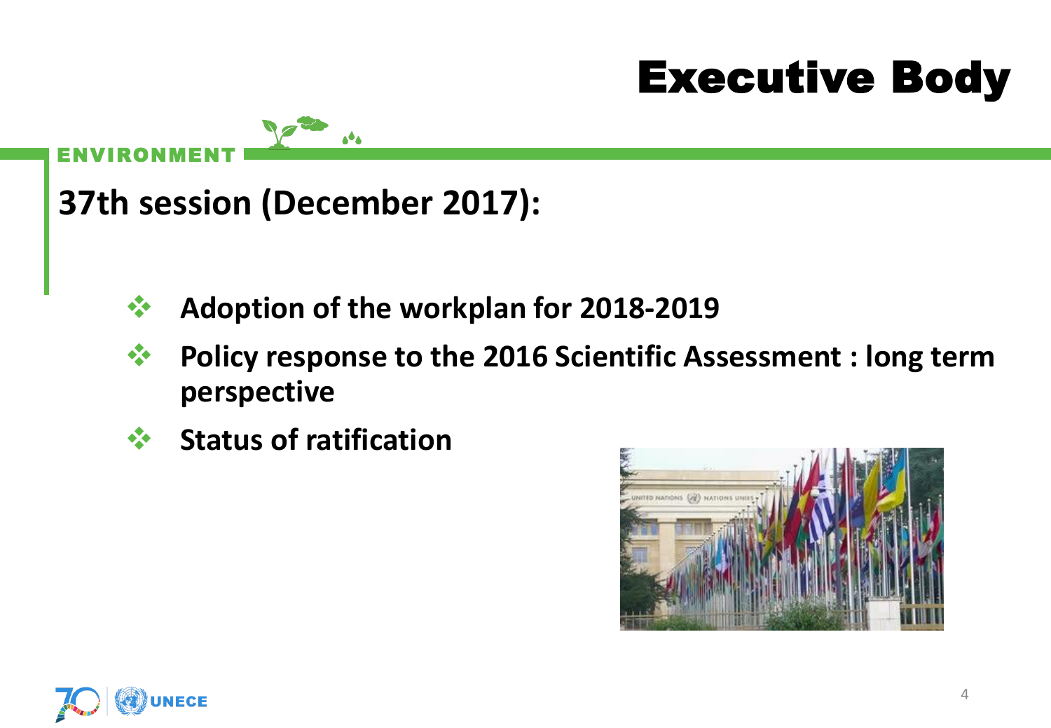# Executive Body

ENVIRONMENT

## 37th session (December 2017):

- Adoption of the workplan for 2018-2019
- Policy response to the 2016 Scientific Assessment : long term perspective
- Status of ratification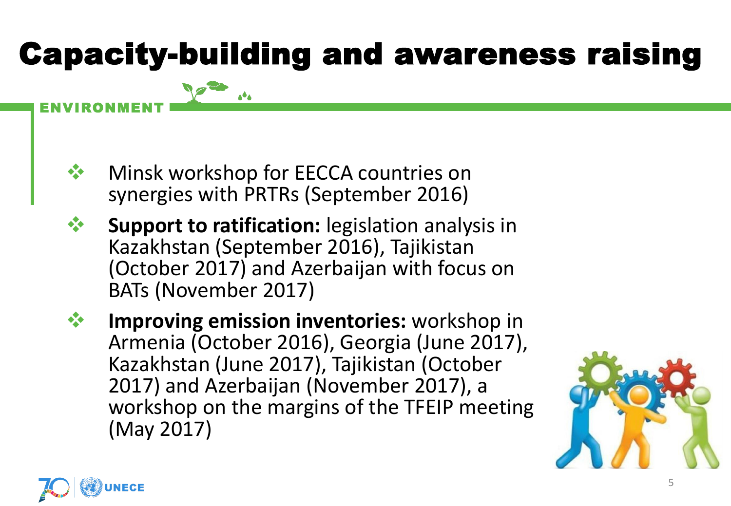# Capacity-building and awareness raising

ENVIRONMENT

- Minsk workshop for EECCA countries on synergies with PRTRs (September 2016)
- **Support to ratification:** legislation analysis in Kazakhstan (September 2016), Tajikistan (October 2017) and Azerbaijan with focus on BATs (November 2017)
- **Improving emission inventories:** workshop in Armenia (October 2016), Georgia (June 2017), Kazakhstan (June 2017), Tajikistan (October 2017) and Azerbaijan (November 2017), a workshop on the margins of the TFEIP meeting (May 2017)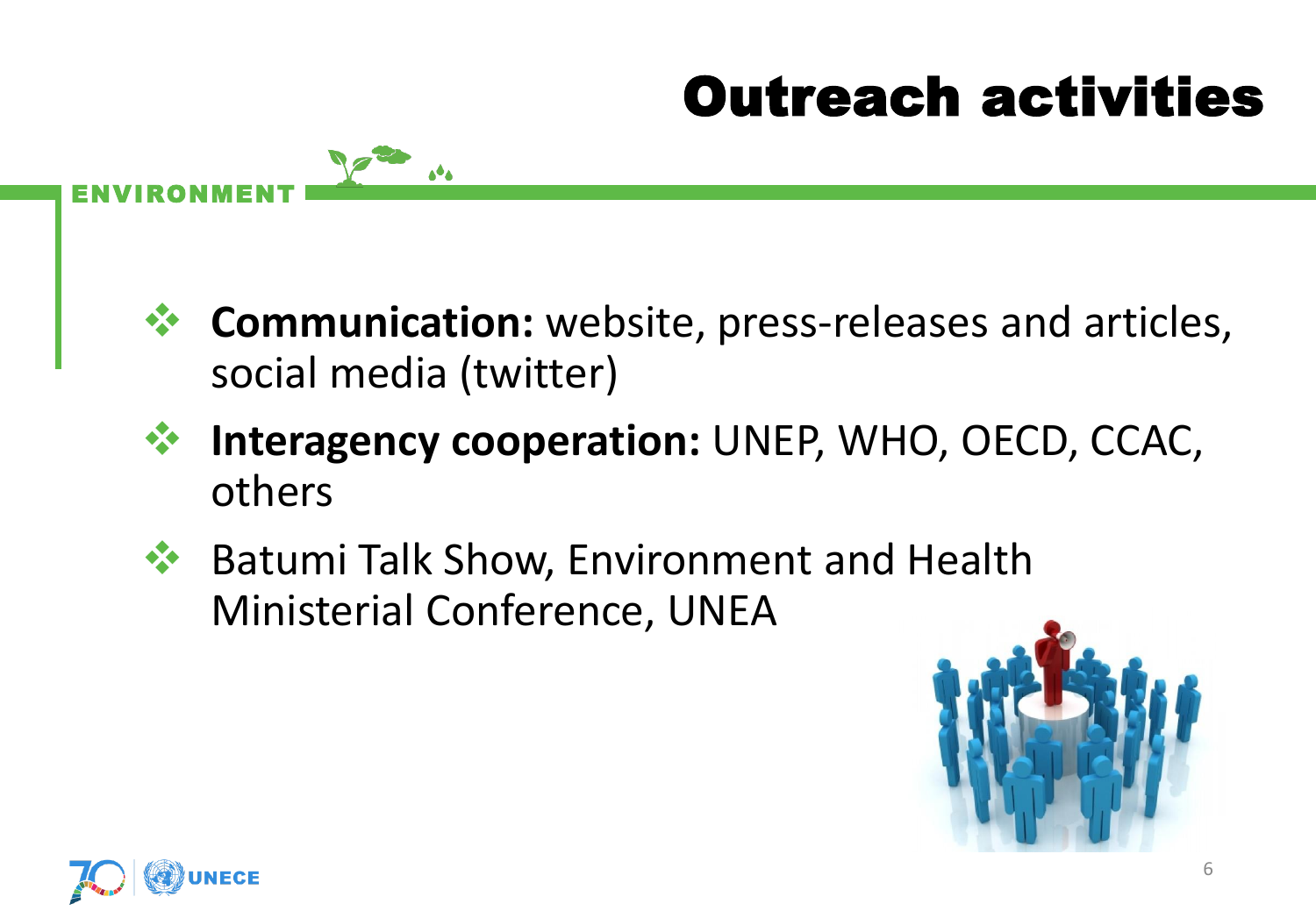# Outreach activities

ENVIRONMENT

- **Communication:** website, press-releases and articles, social media (twitter)
- **Interagency cooperation:** UNEP, WHO, OECD, CCAC, others
- Batumi Talk Show, Environment and Health Ministerial Conference, UNEA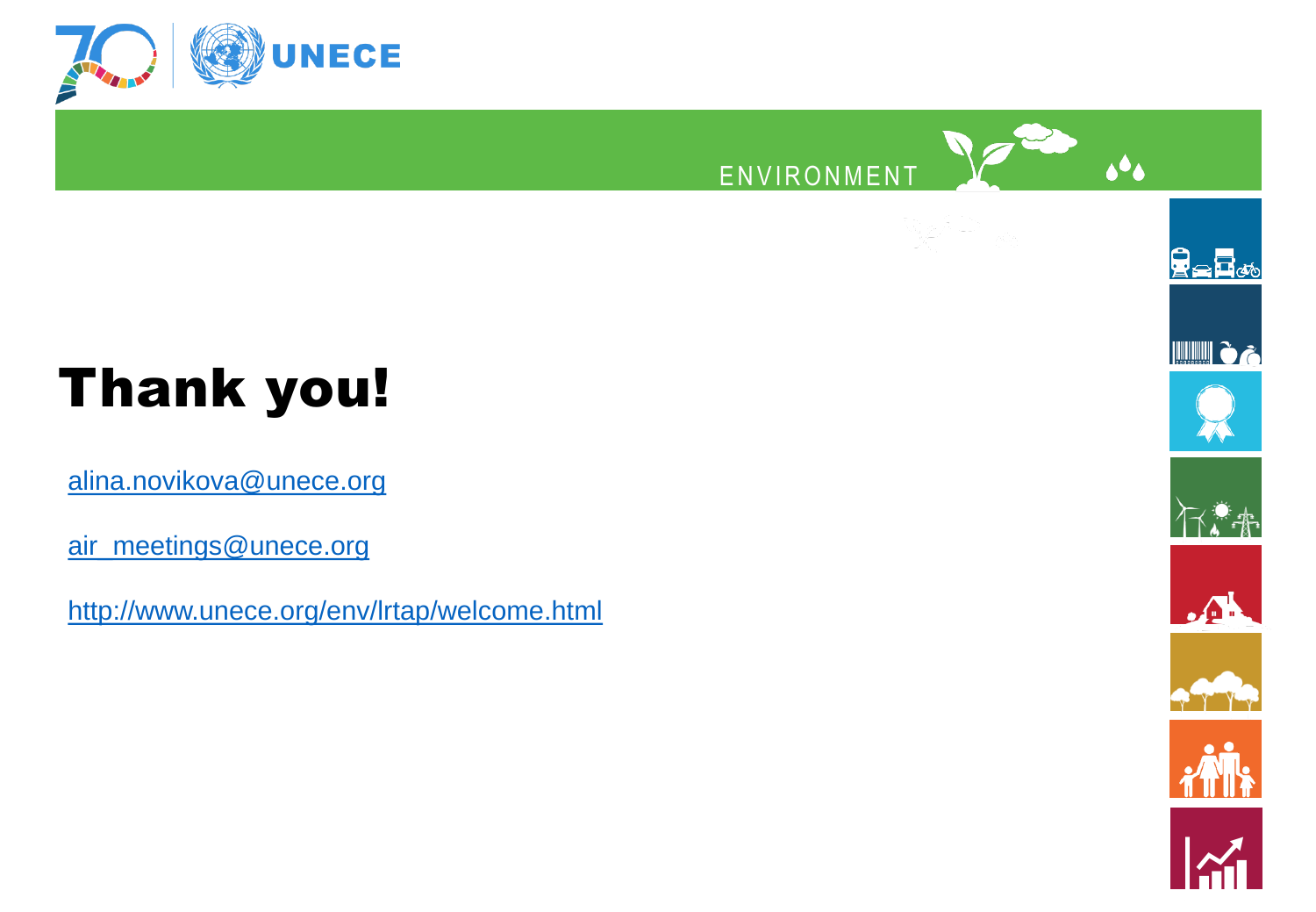ENVIRONMENT

# Thank you!

alina.novikova@unece.org

air_meetings@unece.org

http://www.unece.org/env/lrtap/welcome.html